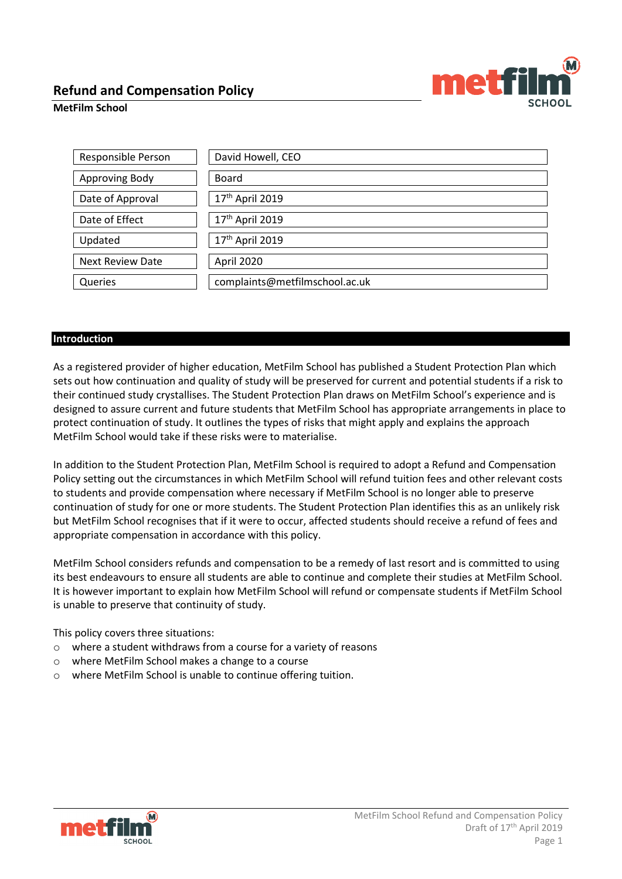# Refund and Compensation Policy

**MetFilm School**

| | |
|---|---|
| Responsible Person | David Howell, CEO |
| Approving Body | Board |
| Date of Approval | 17th April 2019 |
| Date of Effect | 17th April 2019 |
| Updated | 17th April 2019 |
| Next Review Date | April 2020 |
| Queries | complaints@metfilmschool.ac.uk |

## Introduction

As a registered provider of higher education, MetFilm School has published a Student Protection Plan which sets out how continuation and quality of study will be preserved for current and potential students if a risk to their continued study crystallises. The Student Protection Plan draws on MetFilm School's experience and is designed to assure current and future students that MetFilm School has appropriate arrangements in place to protect continuation of study. It outlines the types of risks that might apply and explains the approach MetFilm School would take if these risks were to materialise.

In addition to the Student Protection Plan, MetFilm School is required to adopt a Refund and Compensation Policy setting out the circumstances in which MetFilm School will refund tuition fees and other relevant costs to students and provide compensation where necessary if MetFilm School is no longer able to preserve continuation of study for one or more students. The Student Protection Plan identifies this as an unlikely risk but MetFilm School recognises that if it were to occur, affected students should receive a refund of fees and appropriate compensation in accordance with this policy.

MetFilm School considers refunds and compensation to be a remedy of last resort and is committed to using its best endeavours to ensure all students are able to continue and complete their studies at MetFilm School. It is however important to explain how MetFilm School will refund or compensate students if MetFilm School is unable to preserve that continuity of study.

This policy covers three situations:

- where a student withdraws from a course for a variety of reasons
- where MetFilm School makes a change to a course
- where MetFilm School is unable to continue offering tuition.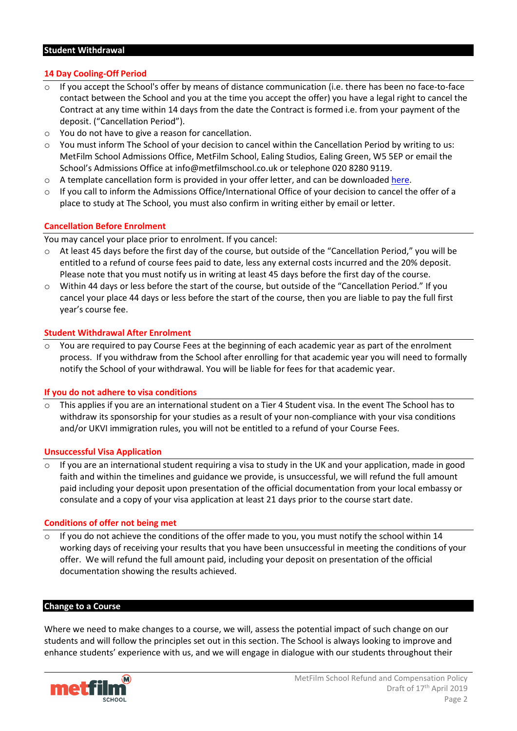## Student Withdrawal

### 14 Day Cooling-Off Period

- If you accept the School's offer by means of distance communication (i.e. there has been no face-to-face contact between the School and you at the time you accept the offer) you have a legal right to cancel the Contract at any time within 14 days from the date the Contract is formed i.e. from your payment of the deposit. ("Cancellation Period").
- You do not have to give a reason for cancellation.
- You must inform The School of your decision to cancel within the Cancellation Period by writing to us: MetFilm School Admissions Office, MetFilm School, Ealing Studios, Ealing Green, W5 5EP or email the School's Admissions Office at info@metfilmschool.co.uk or telephone 020 8280 9119.
- A template cancellation form is provided in your offer letter, and can be downloaded here.
- If you call to inform the Admissions Office/International Office of your decision to cancel the offer of a place to study at The School, you must also confirm in writing either by email or letter.

### Cancellation Before Enrolment

You may cancel your place prior to enrolment. If you cancel:

- At least 45 days before the first day of the course, but outside of the "Cancellation Period," you will be entitled to a refund of course fees paid to date, less any external costs incurred and the 20% deposit. Please note that you must notify us in writing at least 45 days before the first day of the course.
- Within 44 days or less before the start of the course, but outside of the "Cancellation Period." If you cancel your place 44 days or less before the start of the course, then you are liable to pay the full first year's course fee.

### Student Withdrawal After Enrolment

- You are required to pay Course Fees at the beginning of each academic year as part of the enrolment process. If you withdraw from the School after enrolling for that academic year you will need to formally notify the School of your withdrawal. You will be liable for fees for that academic year.

### If you do not adhere to visa conditions

- This applies if you are an international student on a Tier 4 Student visa. In the event The School has to withdraw its sponsorship for your studies as a result of your non-compliance with your visa conditions and/or UKVI immigration rules, you will not be entitled to a refund of your Course Fees.

### Unsuccessful Visa Application

- If you are an international student requiring a visa to study in the UK and your application, made in good faith and within the timelines and guidance we provide, is unsuccessful, we will refund the full amount paid including your deposit upon presentation of the official documentation from your local embassy or consulate and a copy of your visa application at least 21 days prior to the course start date.

### Conditions of offer not being met

- If you do not achieve the conditions of the offer made to you, you must notify the school within 14 working days of receiving your results that you have been unsuccessful in meeting the conditions of your offer. We will refund the full amount paid, including your deposit on presentation of the official documentation showing the results achieved.

## Change to a Course

Where we need to make changes to a course, we will, assess the potential impact of such change on our students and will follow the principles set out in this section. The School is always looking to improve and enhance students' experience with us, and we will engage in dialogue with our students throughout their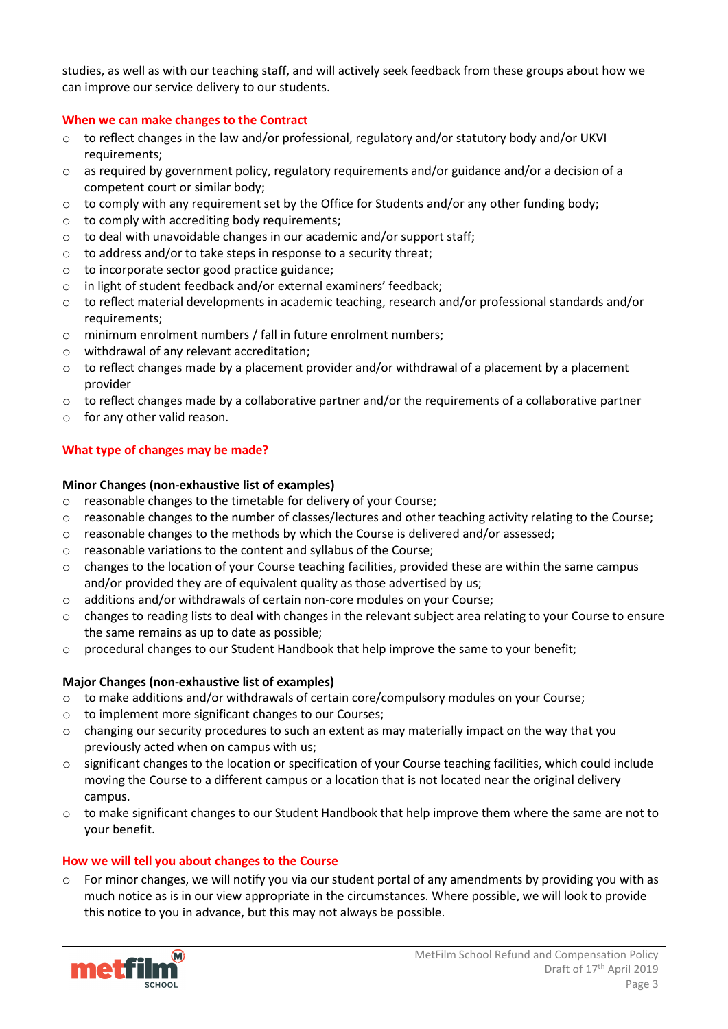studies, as well as with our teaching staff, and will actively seek feedback from these groups about how we can improve our service delivery to our students.

## When we can make changes to the Contract

- to reflect changes in the law and/or professional, regulatory and/or statutory body and/or UKVI requirements;
- as required by government policy, regulatory requirements and/or guidance and/or a decision of a competent court or similar body;
- to comply with any requirement set by the Office for Students and/or any other funding body;
- to comply with accrediting body requirements;
- to deal with unavoidable changes in our academic and/or support staff;
- to address and/or to take steps in response to a security threat;
- to incorporate sector good practice guidance;
- in light of student feedback and/or external examiners' feedback;
- to reflect material developments in academic teaching, research and/or professional standards and/or requirements;
- minimum enrolment numbers / fall in future enrolment numbers;
- withdrawal of any relevant accreditation;
- to reflect changes made by a placement provider and/or withdrawal of a placement by a placement provider
- to reflect changes made by a collaborative partner and/or the requirements of a collaborative partner
- for any other valid reason.

## What type of changes may be made?

**Minor Changes (non-exhaustive list of examples)**

- reasonable changes to the timetable for delivery of your Course;
- reasonable changes to the number of classes/lectures and other teaching activity relating to the Course;
- reasonable changes to the methods by which the Course is delivered and/or assessed;
- reasonable variations to the content and syllabus of the Course;
- changes to the location of your Course teaching facilities, provided these are within the same campus and/or provided they are of equivalent quality as those advertised by us;
- additions and/or withdrawals of certain non-core modules on your Course;
- changes to reading lists to deal with changes in the relevant subject area relating to your Course to ensure the same remains as up to date as possible;
- procedural changes to our Student Handbook that help improve the same to your benefit;

**Major Changes (non-exhaustive list of examples)**

- to make additions and/or withdrawals of certain core/compulsory modules on your Course;
- to implement more significant changes to our Courses;
- changing our security procedures to such an extent as may materially impact on the way that you previously acted when on campus with us;
- significant changes to the location or specification of your Course teaching facilities, which could include moving the Course to a different campus or a location that is not located near the original delivery campus.
- to make significant changes to our Student Handbook that help improve them where the same are not to your benefit.

## How we will tell you about changes to the Course

- For minor changes, we will notify you via our student portal of any amendments by providing you with as much notice as is in our view appropriate in the circumstances. Where possible, we will look to provide this notice to you in advance, but this may not always be possible.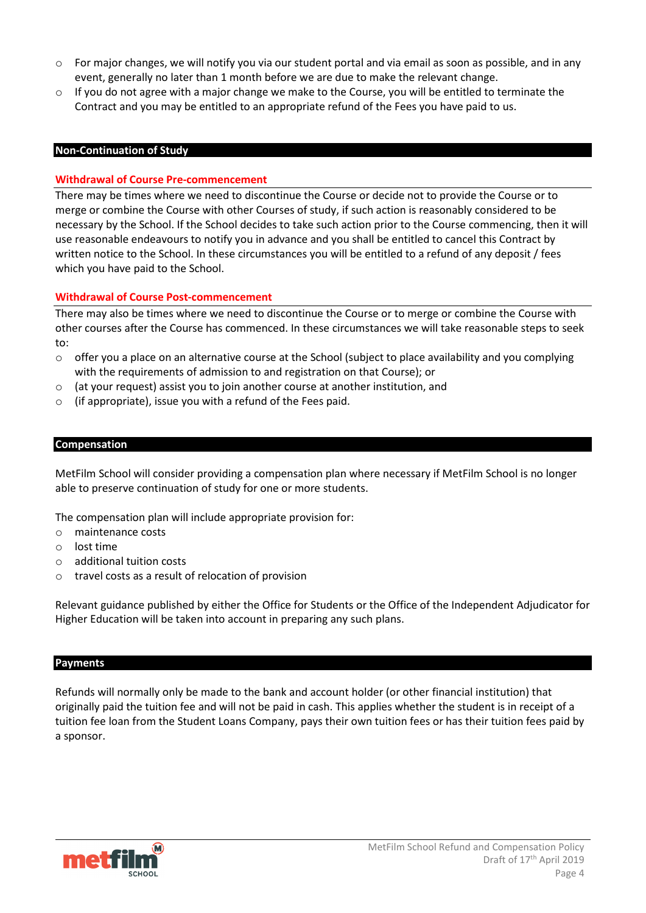- For major changes, we will notify you via our student portal and via email as soon as possible, and in any event, generally no later than 1 month before we are due to make the relevant change.
- If you do not agree with a major change we make to the Course, you will be entitled to terminate the Contract and you may be entitled to an appropriate refund of the Fees you have paid to us.

## Non-Continuation of Study

### Withdrawal of Course Pre-commencement

There may be times where we need to discontinue the Course or decide not to provide the Course or to merge or combine the Course with other Courses of study, if such action is reasonably considered to be necessary by the School. If the School decides to take such action prior to the Course commencing, then it will use reasonable endeavours to notify you in advance and you shall be entitled to cancel this Contract by written notice to the School. In these circumstances you will be entitled to a refund of any deposit / fees which you have paid to the School.

### Withdrawal of Course Post-commencement

There may also be times where we need to discontinue the Course or to merge or combine the Course with other courses after the Course has commenced. In these circumstances we will take reasonable steps to seek to:

- offer you a place on an alternative course at the School (subject to place availability and you complying with the requirements of admission to and registration on that Course); or
- (at your request) assist you to join another course at another institution, and
- (if appropriate), issue you with a refund of the Fees paid.

## Compensation

MetFilm School will consider providing a compensation plan where necessary if MetFilm School is no longer able to preserve continuation of study for one or more students.

The compensation plan will include appropriate provision for:

- maintenance costs
- lost time
- additional tuition costs
- travel costs as a result of relocation of provision

Relevant guidance published by either the Office for Students or the Office of the Independent Adjudicator for Higher Education will be taken into account in preparing any such plans.

## Payments

Refunds will normally only be made to the bank and account holder (or other financial institution) that originally paid the tuition fee and will not be paid in cash. This applies whether the student is in receipt of a tuition fee loan from the Student Loans Company, pays their own tuition fees or has their tuition fees paid by a sponsor.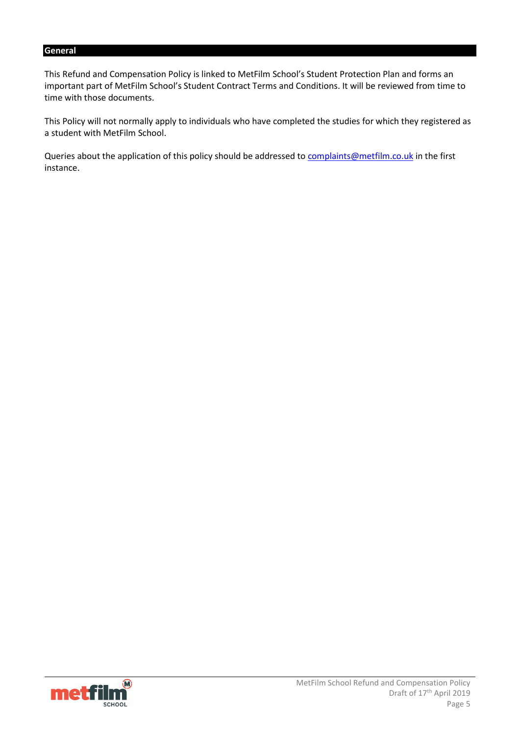## General

This Refund and Compensation Policy is linked to MetFilm School's Student Protection Plan and forms an important part of MetFilm School's Student Contract Terms and Conditions. It will be reviewed from time to time with those documents.

This Policy will not normally apply to individuals who have completed the studies for which they registered as a student with MetFilm School.

Queries about the application of this policy should be addressed to complaints@metfilm.co.uk in the first instance.